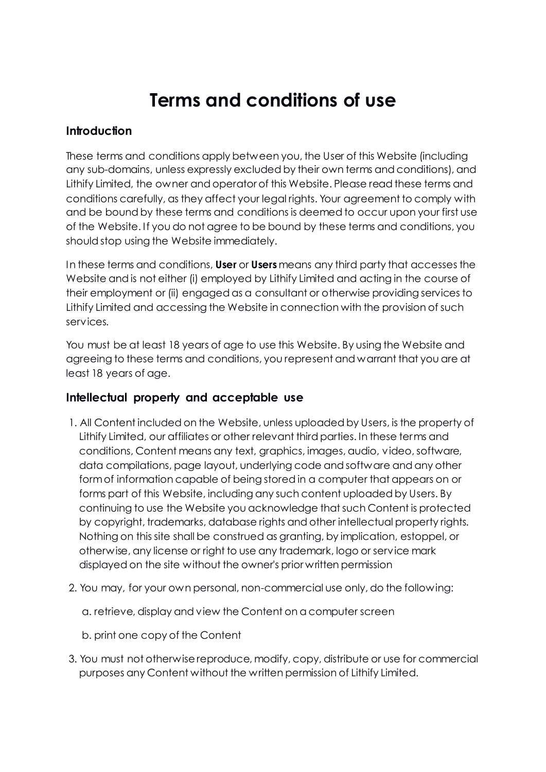# Terms and conditions of use

## Introduction

These terms and conditions apply between you, the User of this Website (including any sub-domains, unless expressly excluded by their own terms and conditions), and Lithify Limited, the owner and operator of this Website. Please read these terms and conditions carefully, as they affect your legal rights. Your agreement to comply with and be bound by these terms and conditions is deemed to occur upon your first use of the Website. If you do not agree to be bound by these terms and conditions, you should stop using the Website immediately.

In these terms and conditions, **User** or **Users** means any third party that accesses the Website and is not either (i) employed by Lithify Limited and acting in the course of their employment or (ii) engaged as a consultant or otherwise providing services to Lithify Limited and accessing the Website in connection with the provision of such services.

You must be at least 18 years of age to use this Website. By using the Website and agreeing to these terms and conditions, you represent and warrant that you are at least 18 years of age.

## Intellectual property and acceptable use

1. All Content included on the Website, unless uploaded by Users, is the property of Lithify Limited, our affiliates or other relevant third parties. In these terms and conditions, Content means any text, graphics, images, audio, video, software, data compilations, page layout, underlying code and software and any other form of information capable of being stored in a computer that appears on or forms part of this Website, including any such content uploaded by Users. By continuing to use the Website you acknowledge that such Content is protected by copyright, trademarks, database rights and other intellectual property rights. Nothing on this site shall be construed as granting, by implication, estoppel, or otherwise, any license or right to use any trademark, logo or service mark displayed on the site without the owner's prior written permission

2. You may, for your own personal, non-commercial use only, do the following:

   a. retrieve, display and view the Content on a computer screen

   b. print one copy of the Content

3. You must not otherwise reproduce, modify, copy, distribute or use for commercial purposes any Content without the written permission of Lithify Limited.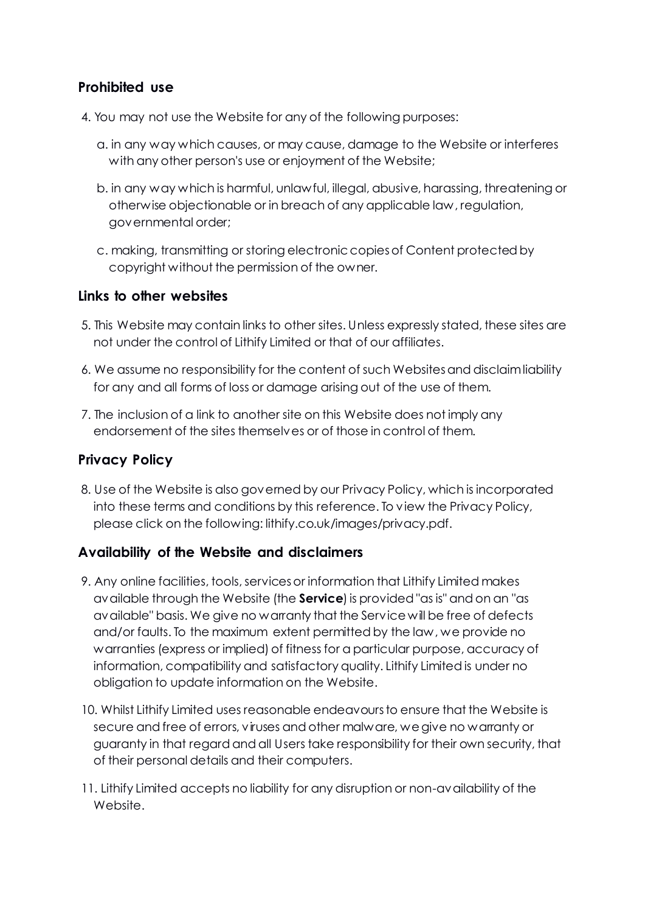## Prohibited use

4. You may not use the Website for any of the following purposes:

   a. in any way which causes, or may cause, damage to the Website or interferes with any other person's use or enjoyment of the Website;

   b. in any way which is harmful, unlawful, illegal, abusive, harassing, threatening or otherwise objectionable or in breach of any applicable law, regulation, governmental order;

   c. making, transmitting or storing electronic copies of Content protected by copyright without the permission of the owner.

## Links to other websites

5. This Website may contain links to other sites. Unless expressly stated, these sites are not under the control of Lithify Limited or that of our affiliates.

6. We assume no responsibility for the content of such Websites and disclaim liability for any and all forms of loss or damage arising out of the use of them.

7. The inclusion of a link to another site on this Website does not imply any endorsement of the sites themselves or of those in control of them.

## Privacy Policy

8. Use of the Website is also governed by our Privacy Policy, which is incorporated into these terms and conditions by this reference. To view the Privacy Policy, please click on the following: lithify.co.uk/images/privacy.pdf.

## Availability of the Website and disclaimers

9. Any online facilities, tools, services or information that Lithify Limited makes available through the Website (the **Service**) is provided "as is" and on an "as available" basis. We give no warranty that the Service will be free of defects and/or faults. To the maximum extent permitted by the law, we provide no warranties (express or implied) of fitness for a particular purpose, accuracy of information, compatibility and satisfactory quality. Lithify Limited is under no obligation to update information on the Website.

10. Whilst Lithify Limited uses reasonable endeavours to ensure that the Website is secure and free of errors, viruses and other malware, we give no warranty or guaranty in that regard and all Users take responsibility for their own security, that of their personal details and their computers.

11. Lithify Limited accepts no liability for any disruption or non-availability of the Website.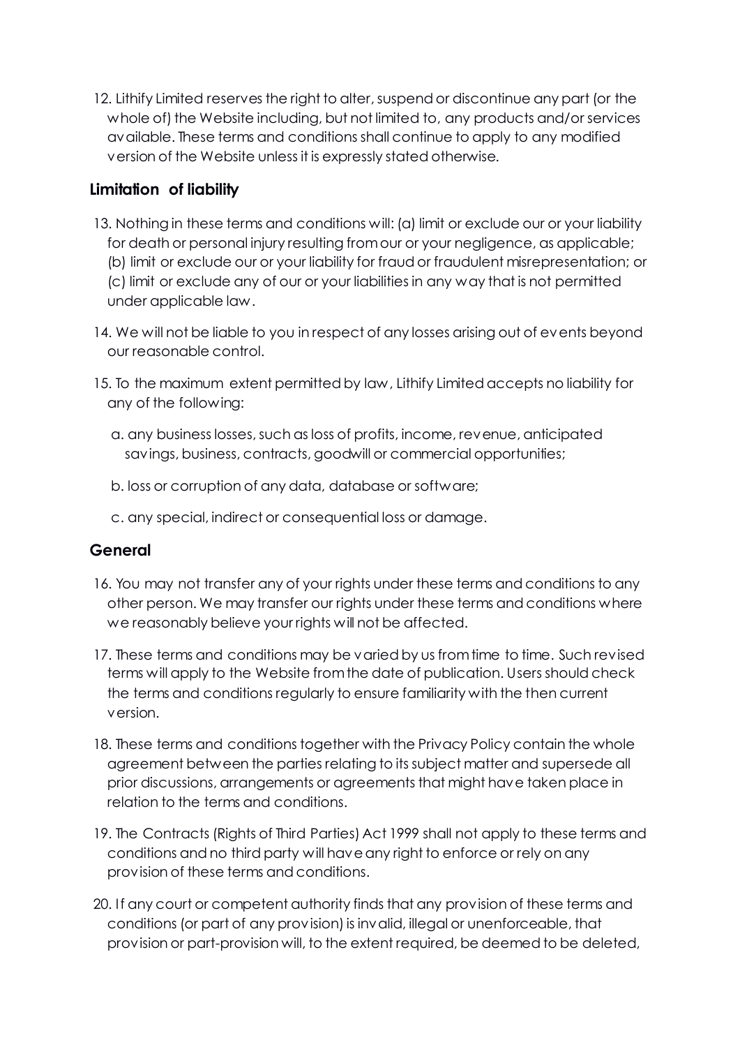12. Lithify Limited reserves the right to alter, suspend or discontinue any part (or the whole of) the Website including, but not limited to, any products and/or services available. These terms and conditions shall continue to apply to any modified version of the Website unless it is expressly stated otherwise.

## Limitation of liability

13. Nothing in these terms and conditions will: (a) limit or exclude our or your liability for death or personal injury resulting from our or your negligence, as applicable; (b) limit or exclude our or your liability for fraud or fraudulent misrepresentation; or (c) limit or exclude any of our or your liabilities in any way that is not permitted under applicable law.

14. We will not be liable to you in respect of any losses arising out of events beyond our reasonable control.

15. To the maximum extent permitted by law, Lithify Limited accepts no liability for any of the following:

    a. any business losses, such as loss of profits, income, revenue, anticipated savings, business, contracts, goodwill or commercial opportunities;

    b. loss or corruption of any data, database or software;

    c. any special, indirect or consequential loss or damage.

## General

16. You may not transfer any of your rights under these terms and conditions to any other person. We may transfer our rights under these terms and conditions where we reasonably believe your rights will not be affected.

17. These terms and conditions may be varied by us from time to time. Such revised terms will apply to the Website from the date of publication. Users should check the terms and conditions regularly to ensure familiarity with the then current version.

18. These terms and conditions together with the Privacy Policy contain the whole agreement between the parties relating to its subject matter and supersede all prior discussions, arrangements or agreements that might have taken place in relation to the terms and conditions.

19. The Contracts (Rights of Third Parties) Act 1999 shall not apply to these terms and conditions and no third party will have any right to enforce or rely on any provision of these terms and conditions.

20. If any court or competent authority finds that any provision of these terms and conditions (or part of any provision) is invalid, illegal or unenforceable, that provision or part-provision will, to the extent required, be deemed to be deleted,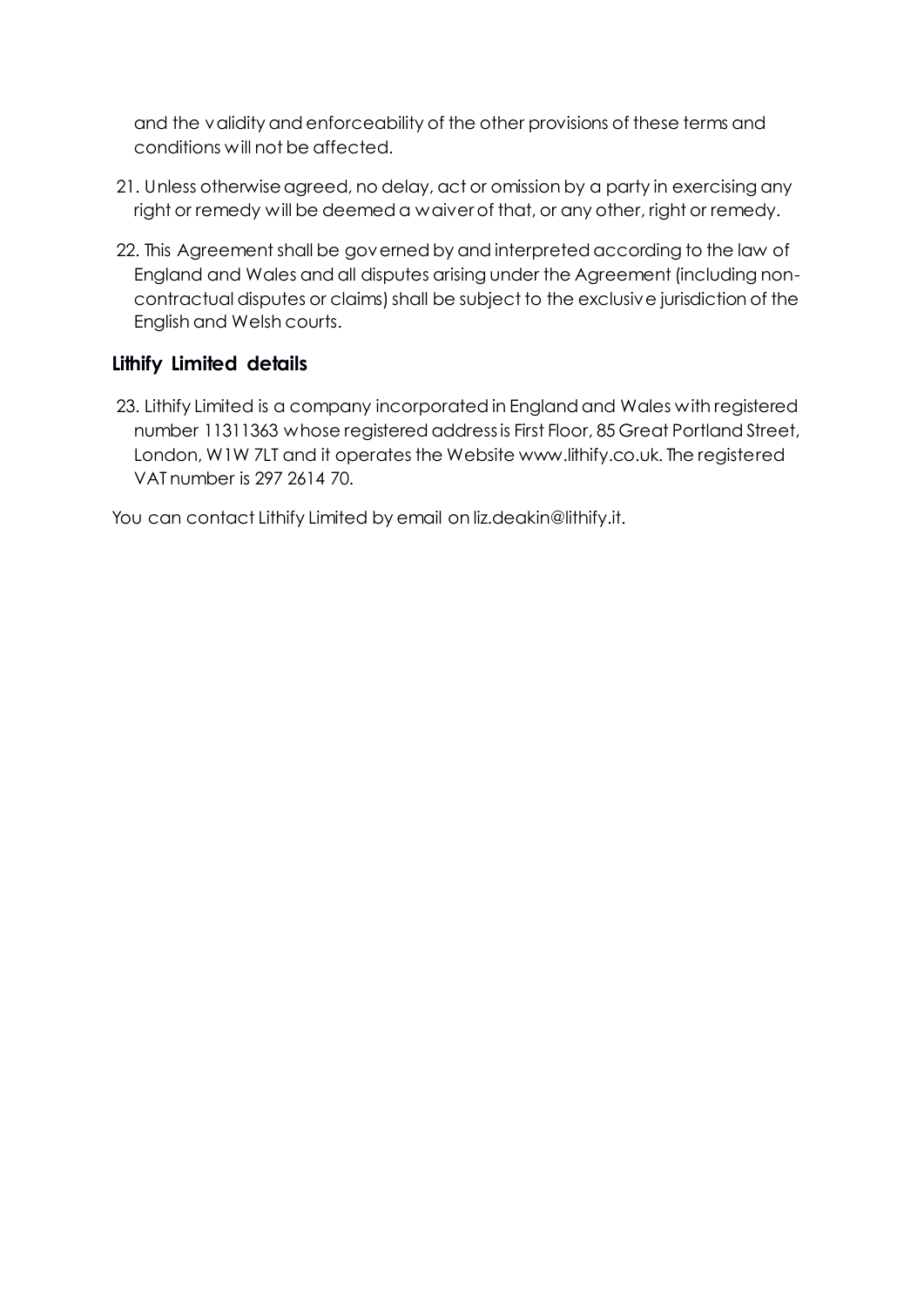and the validity and enforceability of the other provisions of these terms and conditions will not be affected.

21. Unless otherwise agreed, no delay, act or omission by a party in exercising any right or remedy will be deemed a waiver of that, or any other, right or remedy.

22. This Agreement shall be governed by and interpreted according to the law of England and Wales and all disputes arising under the Agreement (including non-contractual disputes or claims) shall be subject to the exclusive jurisdiction of the English and Welsh courts.

## Lithify Limited details

23. Lithify Limited is a company incorporated in England and Wales with registered number 11311363 whose registered address is First Floor, 85 Great Portland Street, London, W1W 7LT and it operates the Website www.lithify.co.uk. The registered VAT number is 297 2614 70.

You can contact Lithify Limited by email on liz.deakin@lithify.it.